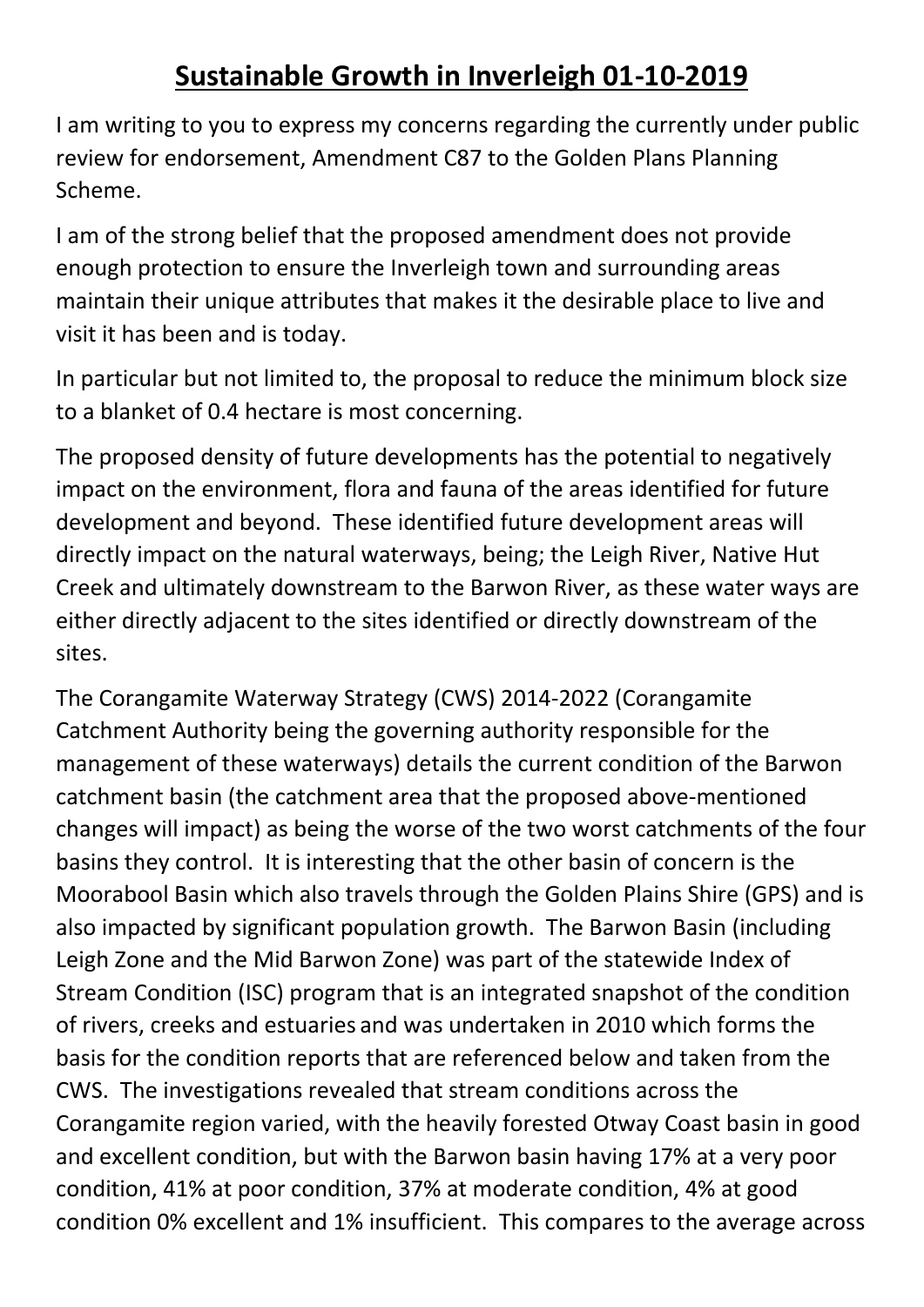# **Sustainable Growth in Inverleigh 01-10-2019**

I am writing to you to express my concerns regarding the currently under public review for endorsement, Amendment C87 to the Golden Plans Planning Scheme.

I am of the strong belief that the proposed amendment does not provide enough protection to ensure the Inverleigh town and surrounding areas maintain their unique attributes that makes it the desirable place to live and visit it has been and is today.

In particular but not limited to, the proposal to reduce the minimum block size to a blanket of 0.4 hectare is most concerning.

The proposed density of future developments has the potential to negatively impact on the environment, flora and fauna of the areas identified for future development and beyond. These identified future development areas will directly impact on the natural waterways, being; the Leigh River, Native Hut Creek and ultimately downstream to the Barwon River, as these water ways are either directly adjacent to the sites identified or directly downstream of the sites.

The Corangamite Waterway Strategy (CWS) 2014-2022 (Corangamite Catchment Authority being the governing authority responsible for the management of these waterways) details the current condition of the Barwon catchment basin (the catchment area that the proposed above-mentioned changes will impact) as being the worse of the two worst catchments of the four basins they control. It is interesting that the other basin of concern is the Moorabool Basin which also travels through the Golden Plains Shire (GPS) and is also impacted by significant population growth. The Barwon Basin (including Leigh Zone and the Mid Barwon Zone) was part of the statewide Index of Stream Condition (ISC) program that is an integrated snapshot of the condition of rivers, creeks and estuaries and was undertaken in 2010 which forms the basis for the condition reports that are referenced below and taken from the CWS. The investigations revealed that stream conditions across the Corangamite region varied, with the heavily forested Otway Coast basin in good and excellent condition, but with the Barwon basin having 17% at a very poor condition, 41% at poor condition, 37% at moderate condition, 4% at good condition 0% excellent and 1% insufficient. This compares to the average across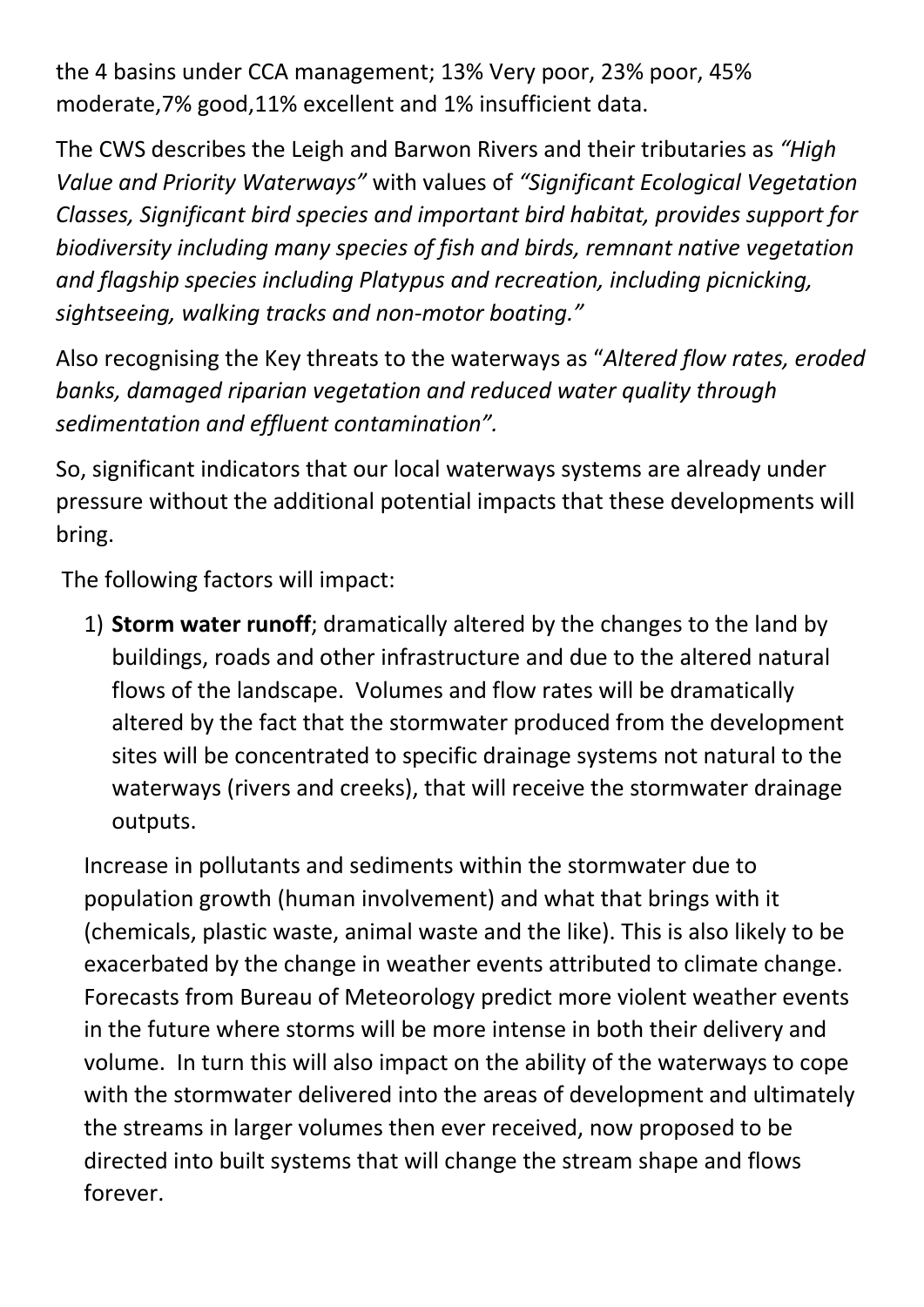the 4 basins under CCA management; 13% Very poor, 23% poor, 45% moderate,7% good,11% excellent and 1% insufficient data.

The CWS describes the Leigh and Barwon Rivers and their tributaries as *"High Value and Priority Waterways"* with values of *"Significant Ecological Vegetation Classes, Significant bird species and important bird habitat, provides support for biodiversity including many species of fish and birds, remnant native vegetation and flagship species including Platypus and recreation, including picnicking, sightseeing, walking tracks and non-motor boating."*

Also recognising the Key threats to the waterways as "*Altered flow rates, eroded banks, damaged riparian vegetation and reduced water quality through sedimentation and effluent contamination".*

So, significant indicators that our local waterways systems are already under pressure without the additional potential impacts that these developments will bring.

The following factors will impact:

1) **Storm water runoff**; dramatically altered by the changes to the land by buildings, roads and other infrastructure and due to the altered natural flows of the landscape. Volumes and flow rates will be dramatically altered by the fact that the stormwater produced from the development sites will be concentrated to specific drainage systems not natural to the waterways (rivers and creeks), that will receive the stormwater drainage outputs.

   Increase in pollutants and sediments within the stormwater due to population growth (human involvement) and what that brings with it (chemicals, plastic waste, animal waste and the like). This is also likely to be exacerbated by the change in weather events attributed to climate change. Forecasts from Bureau of Meteorology predict more violent weather events in the future where storms will be more intense in both their delivery and volume. In turn this will also impact on the ability of the waterways to cope with the stormwater delivered into the areas of development and ultimately the streams in larger volumes then ever received, now proposed to be directed into built systems that will change the stream shape and flows forever.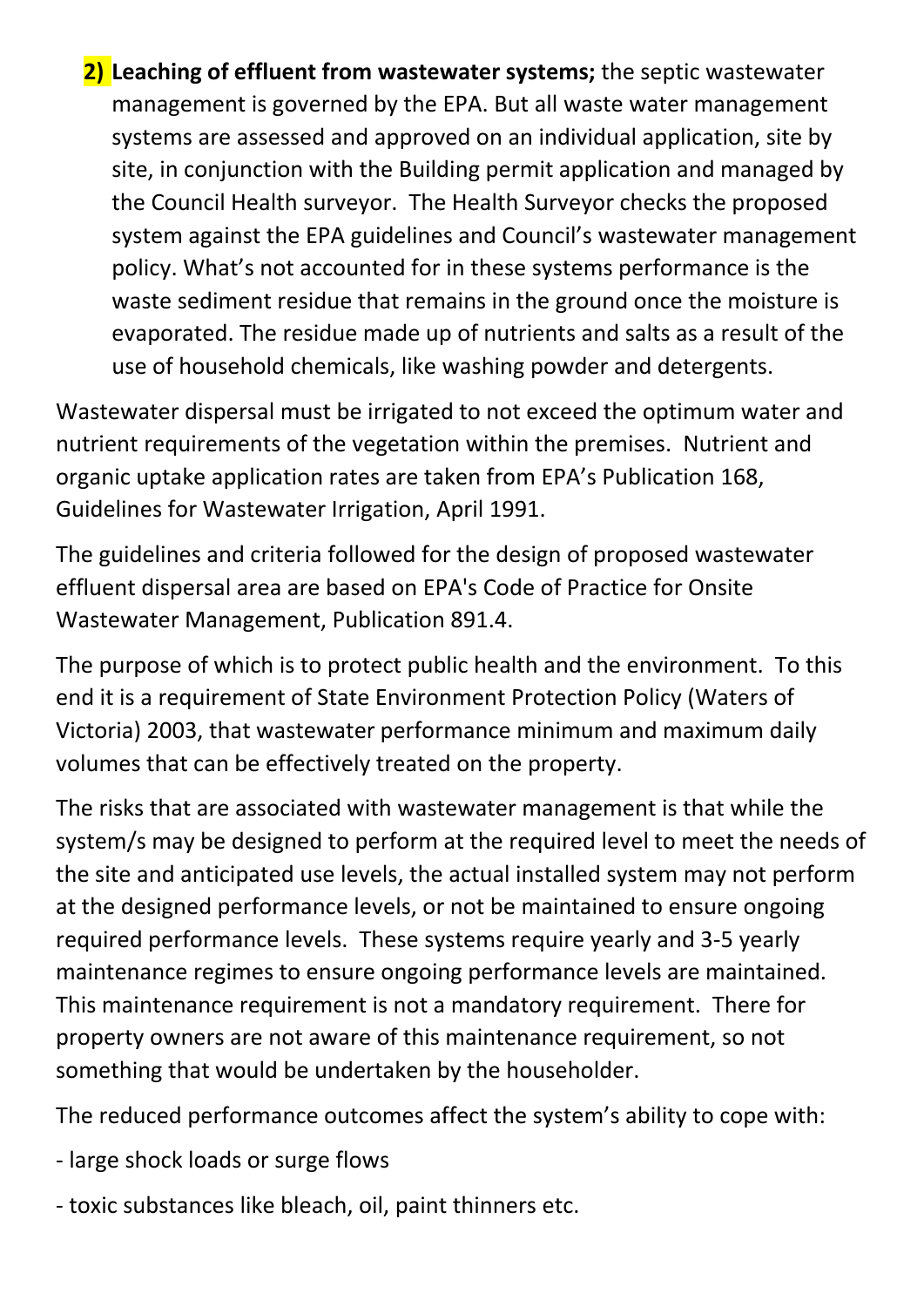2) **Leaching of effluent from wastewater systems;** the septic wastewater management is governed by the EPA. But all waste water management systems are assessed and approved on an individual application, site by site, in conjunction with the Building permit application and managed by the Council Health surveyor. The Health Surveyor checks the proposed system against the EPA guidelines and Council's wastewater management policy. What's not accounted for in these systems performance is the waste sediment residue that remains in the ground once the moisture is evaporated. The residue made up of nutrients and salts as a result of the use of household chemicals, like washing powder and detergents.

Wastewater dispersal must be irrigated to not exceed the optimum water and nutrient requirements of the vegetation within the premises. Nutrient and organic uptake application rates are taken from EPA's Publication 168, Guidelines for Wastewater Irrigation, April 1991.

The guidelines and criteria followed for the design of proposed wastewater effluent dispersal area are based on EPA's Code of Practice for Onsite Wastewater Management, Publication 891.4.

The purpose of which is to protect public health and the environment. To this end it is a requirement of State Environment Protection Policy (Waters of Victoria) 2003, that wastewater performance minimum and maximum daily volumes that can be effectively treated on the property.

The risks that are associated with wastewater management is that while the system/s may be designed to perform at the required level to meet the needs of the site and anticipated use levels, the actual installed system may not perform at the designed performance levels, or not be maintained to ensure ongoing required performance levels. These systems require yearly and 3-5 yearly maintenance regimes to ensure ongoing performance levels are maintained. This maintenance requirement is not a mandatory requirement. There for property owners are not aware of this maintenance requirement, so not something that would be undertaken by the householder.

The reduced performance outcomes affect the system's ability to cope with:

- large shock loads or surge flows
- toxic substances like bleach, oil, paint thinners etc.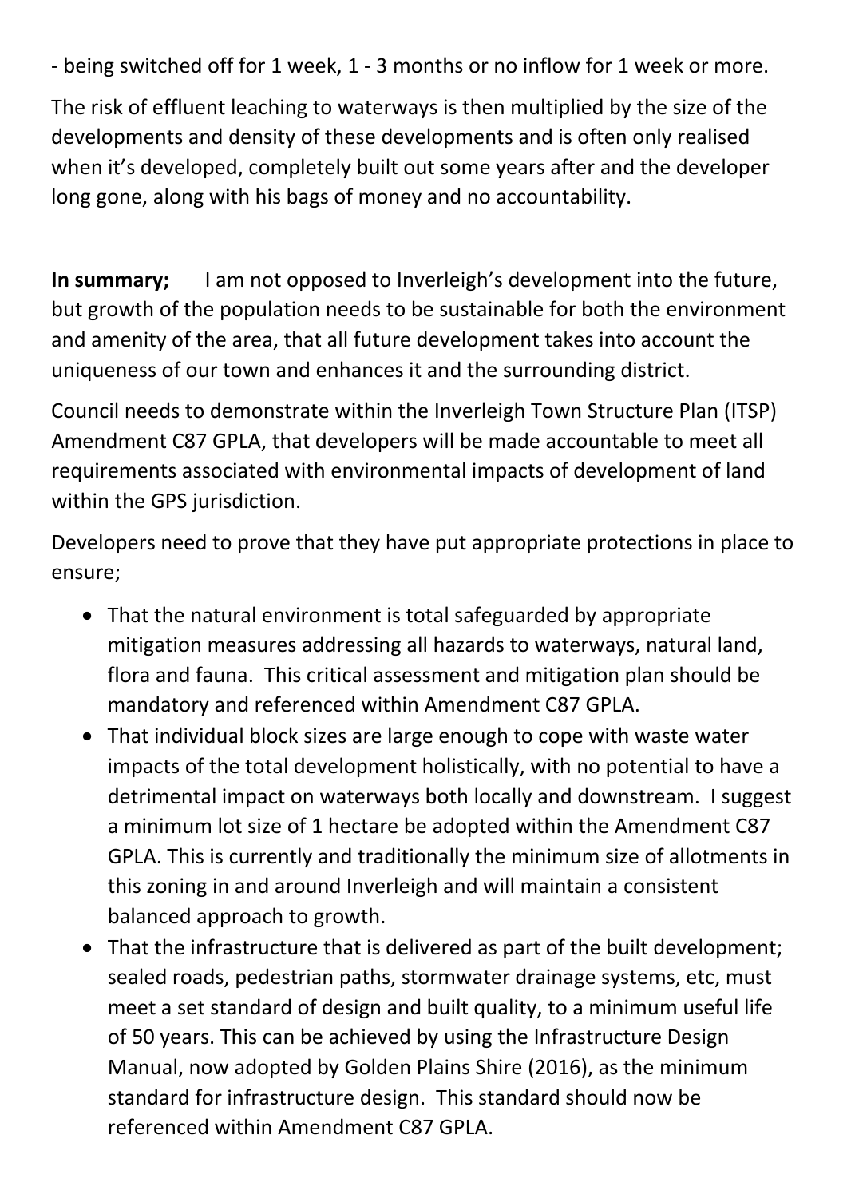- being switched off for 1 week, 1 - 3 months or no inflow for 1 week or more.

The risk of effluent leaching to waterways is then multiplied by the size of the developments and density of these developments and is often only realised when it's developed, completely built out some years after and the developer long gone, along with his bags of money and no accountability.

**In summary;** I am not opposed to Inverleigh's development into the future, but growth of the population needs to be sustainable for both the environment and amenity of the area, that all future development takes into account the uniqueness of our town and enhances it and the surrounding district.

Council needs to demonstrate within the Inverleigh Town Structure Plan (ITSP) Amendment C87 GPLA, that developers will be made accountable to meet all requirements associated with environmental impacts of development of land within the GPS jurisdiction.

Developers need to prove that they have put appropriate protections in place to ensure;

- That the natural environment is total safeguarded by appropriate mitigation measures addressing all hazards to waterways, natural land, flora and fauna. This critical assessment and mitigation plan should be mandatory and referenced within Amendment C87 GPLA.
- That individual block sizes are large enough to cope with waste water impacts of the total development holistically, with no potential to have a detrimental impact on waterways both locally and downstream. I suggest a minimum lot size of 1 hectare be adopted within the Amendment C87 GPLA. This is currently and traditionally the minimum size of allotments in this zoning in and around Inverleigh and will maintain a consistent balanced approach to growth.
- That the infrastructure that is delivered as part of the built development; sealed roads, pedestrian paths, stormwater drainage systems, etc, must meet a set standard of design and built quality, to a minimum useful life of 50 years. This can be achieved by using the Infrastructure Design Manual, now adopted by Golden Plains Shire (2016), as the minimum standard for infrastructure design. This standard should now be referenced within Amendment C87 GPLA.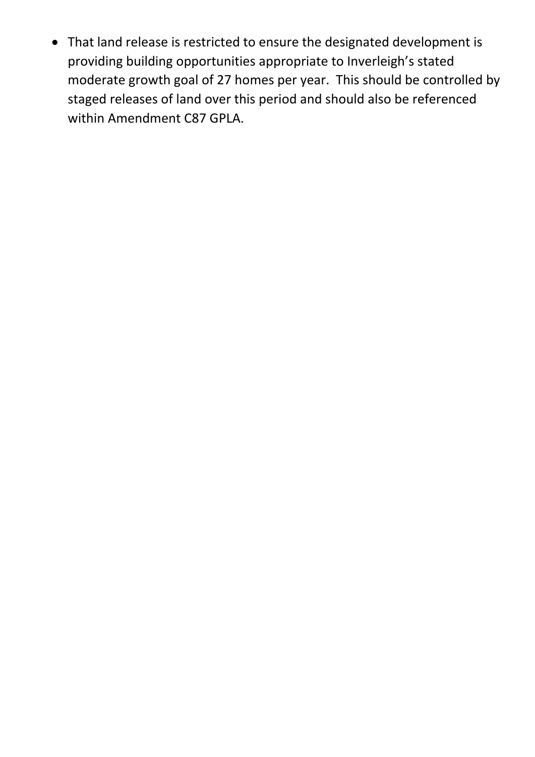- That land release is restricted to ensure the designated development is providing building opportunities appropriate to Inverleigh's stated moderate growth goal of 27 homes per year. This should be controlled by staged releases of land over this period and should also be referenced within Amendment C87 GPLA.